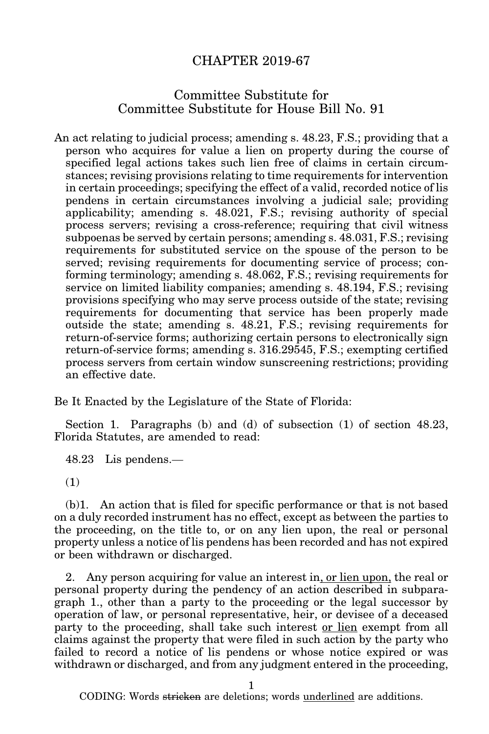# CHAPTER 2019-67

## Committee Substitute for Committee Substitute for House Bill No. 91

An act relating to judicial process; amending s. 48.23, F.S.; providing that a person who acquires for value a lien on property during the course of specified legal actions takes such lien free of claims in certain circumstances; revising provisions relating to time requirements for intervention in certain proceedings; specifying the effect of a valid, recorded notice of lis pendens in certain circumstances involving a judicial sale; providing applicability; amending s. 48.021, F.S.; revising authority of special process servers; revising a cross-reference; requiring that civil witness subpoenas be served by certain persons; amending s. 48.031, F.S.; revising requirements for substituted service on the spouse of the person to be served; revising requirements for documenting service of process; conforming terminology; amending s. 48.062, F.S.; revising requirements for service on limited liability companies; amending s. 48.194, F.S.; revising provisions specifying who may serve process outside of the state; revising requirements for documenting that service has been properly made outside the state; amending s. 48.21, F.S.; revising requirements for return-of-service forms; authorizing certain persons to electronically sign return-of-service forms; amending s. 316.29545, F.S.; exempting certified process servers from certain window sunscreening restrictions; providing an effective date.

Be It Enacted by the Legislature of the State of Florida:

Section 1. Paragraphs (b) and (d) of subsection (1) of section 48.23, Florida Statutes, are amended to read:

48.23 Lis pendens.—

(1)

(b)1. An action that is filed for specific performance or that is not based on a duly recorded instrument has no effect, except as between the parties to the proceeding, on the title to, or on any lien upon, the real or personal property unless a notice of lis pendens has been recorded and has not expired or been withdrawn or discharged.

2. Any person acquiring for value an interest in<u>, or lien upon,</u> the real or personal property during the pendency of an action described in subparagraph 1., other than a party to the proceeding or the legal successor by operation of law, or personal representative, heir, or devisee of a deceased party to the proceeding, shall take such interest <u>or lien</u> exempt from all claims against the property that were filed in such action by the party who failed to record a notice of lis pendens or whose notice expired or was withdrawn or discharged, and from any judgment entered in the proceeding,

CODING: Words ~~stricken~~ are deletions; words <u>underlined</u> are additions.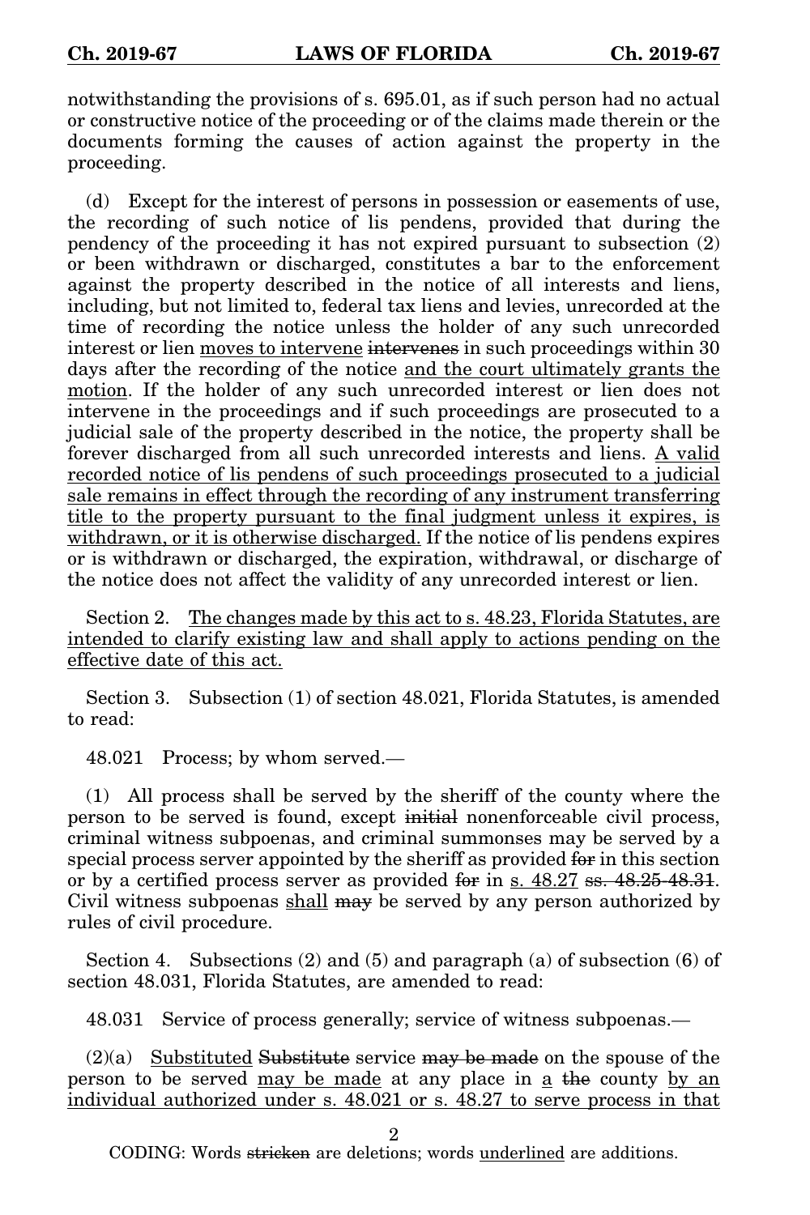notwithstanding the provisions of s. 695.01, as if such person had no actual or constructive notice of the proceeding or of the claims made therein or the documents forming the causes of action against the property in the proceeding.

(d) Except for the interest of persons in possession or easements of use, the recording of such notice of lis pendens, provided that during the pendency of the proceeding it has not expired pursuant to subsection (2) or been withdrawn or discharged, constitutes a bar to the enforcement against the property described in the notice of all interests and liens, including, but not limited to, federal tax liens and levies, unrecorded at the time of recording the notice unless the holder of any such unrecorded interest or lien <u>moves to intervene</u> ~~intervenes~~ in such proceedings within 30 days after the recording of the notice <u>and the court ultimately grants the motion</u>. If the holder of any such unrecorded interest or lien does not intervene in the proceedings and if such proceedings are prosecuted to a judicial sale of the property described in the notice, the property shall be forever discharged from all such unrecorded interests and liens. <u>A valid recorded notice of lis pendens of such proceedings prosecuted to a judicial sale remains in effect through the recording of any instrument transferring title to the property pursuant to the final judgment unless it expires, is withdrawn, or it is otherwise discharged.</u> If the notice of lis pendens expires or is withdrawn or discharged, the expiration, withdrawal, or discharge of the notice does not affect the validity of any unrecorded interest or lien.

Section 2. <u>The changes made by this act to s. 48.23, Florida Statutes, are intended to clarify existing law and shall apply to actions pending on the effective date of this act.</u>

Section 3. Subsection (1) of section 48.021, Florida Statutes, is amended to read:

48.021 Process; by whom served.—

(1) All process shall be served by the sheriff of the county where the person to be served is found, except ~~initial~~ nonenforceable civil process, criminal witness subpoenas, and criminal summonses may be served by a special process server appointed by the sheriff as provided ~~for~~ in this section or by a certified process server as provided ~~for~~ in <u>s. 48.27</u> ~~ss. 48.25-48.31~~. Civil witness subpoenas <u>shall</u> ~~may~~ be served by any person authorized by rules of civil procedure.

Section 4. Subsections (2) and (5) and paragraph (a) of subsection (6) of section 48.031, Florida Statutes, are amended to read:

48.031 Service of process generally; service of witness subpoenas.—

(2)(a) <u>Substituted</u> ~~Substitute~~ service ~~may be made~~ on the spouse of the person to be served <u>may be made</u> at any place in <u>a</u> ~~the~~ county <u>by an individual authorized under s. 48.021 or s. 48.27 to serve process in that</u>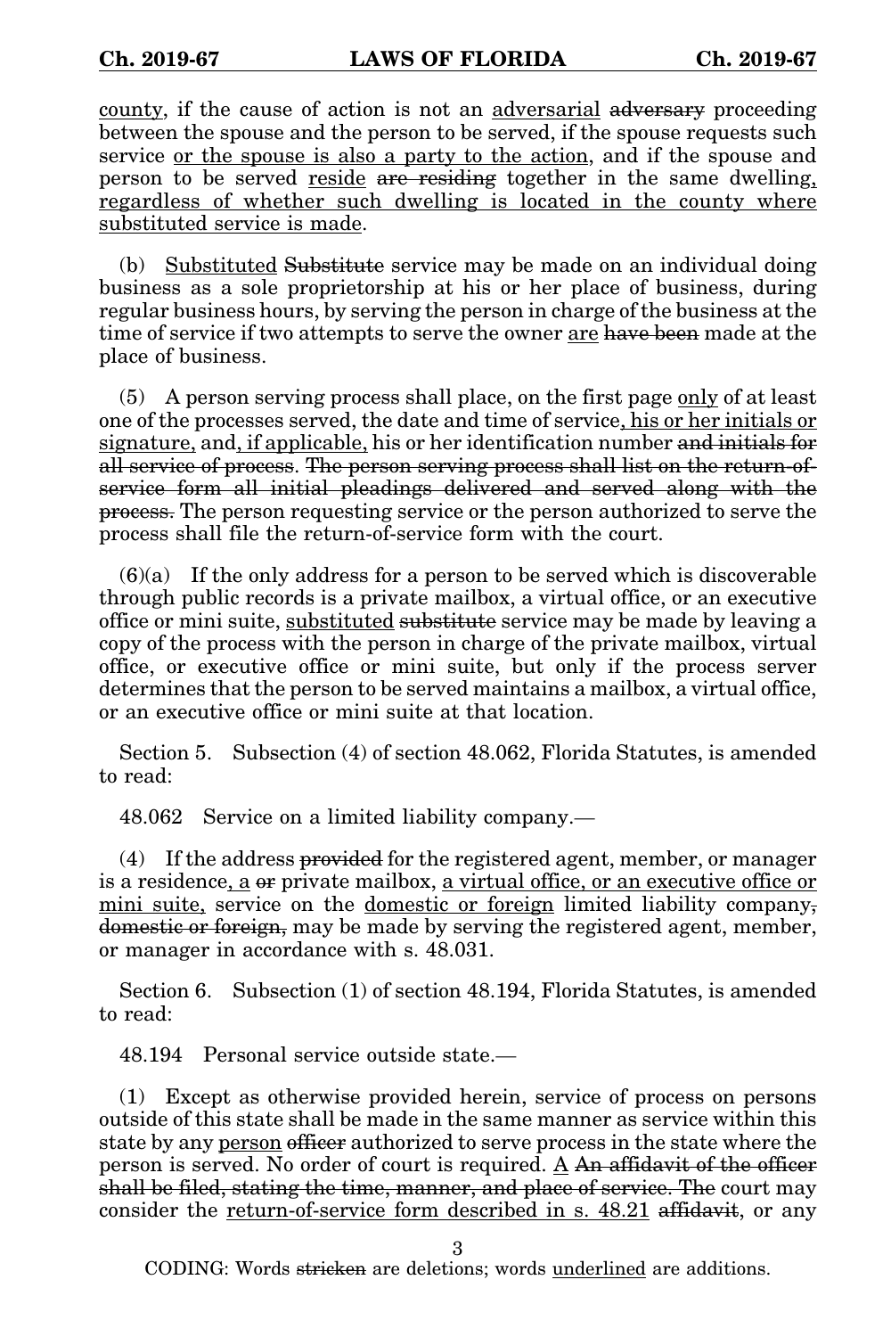<u>county</u>, if the cause of action is not an <u>adversarial</u> ~~adversary~~ proceeding between the spouse and the person to be served, if the spouse requests such service <u>or the spouse is also a party to the action</u>, and if the spouse and person to be served <u>reside</u> ~~are residing~~ together in the same dwelling<u>, regardless of whether such dwelling is located in the county where substituted service is made</u>.

(b) <u>Substituted</u> ~~Substitute~~ service may be made on an individual doing business as a sole proprietorship at his or her place of business, during regular business hours, by serving the person in charge of the business at the time of service if two attempts to serve the owner <u>are</u> ~~have been~~ made at the place of business.

(5) A person serving process shall place, on the first page <u>only</u> of at least one of the processes served, the date and time of service<u>, his or her initials or signature,</u> and<u>, if applicable,</u> his or her identification number ~~and initials for all service of process~~. ~~The person serving process shall list on the return-of-service form all initial pleadings delivered and served along with the process.~~ The person requesting service or the person authorized to serve the process shall file the return-of-service form with the court.

(6)(a) If the only address for a person to be served which is discoverable through public records is a private mailbox, a virtual office, or an executive office or mini suite, <u>substituted</u> ~~substitute~~ service may be made by leaving a copy of the process with the person in charge of the private mailbox, virtual office, or executive office or mini suite, but only if the process server determines that the person to be served maintains a mailbox, a virtual office, or an executive office or mini suite at that location.

Section 5. Subsection (4) of section 48.062, Florida Statutes, is amended to read:

48.062 Service on a limited liability company.—

(4) If the address ~~provided~~ for the registered agent, member, or manager is a residence<u>, a</u> ~~or~~ private mailbox, <u>a virtual office, or an executive office or mini suite,</u> service on the <u>domestic or foreign</u> limited liability company~~, domestic or foreign,~~ may be made by serving the registered agent, member, or manager in accordance with s. 48.031.

Section 6. Subsection (1) of section 48.194, Florida Statutes, is amended to read:

48.194 Personal service outside state.—

(1) Except as otherwise provided herein, service of process on persons outside of this state shall be made in the same manner as service within this state by any <u>person</u> ~~officer~~ authorized to serve process in the state where the person is served. No order of court is required. <u>A</u> ~~An affidavit of the officer shall be filed, stating the time, manner, and place of service. The~~ court may consider the <u>return-of-service form described in s. 48.21</u> ~~affidavit~~, or any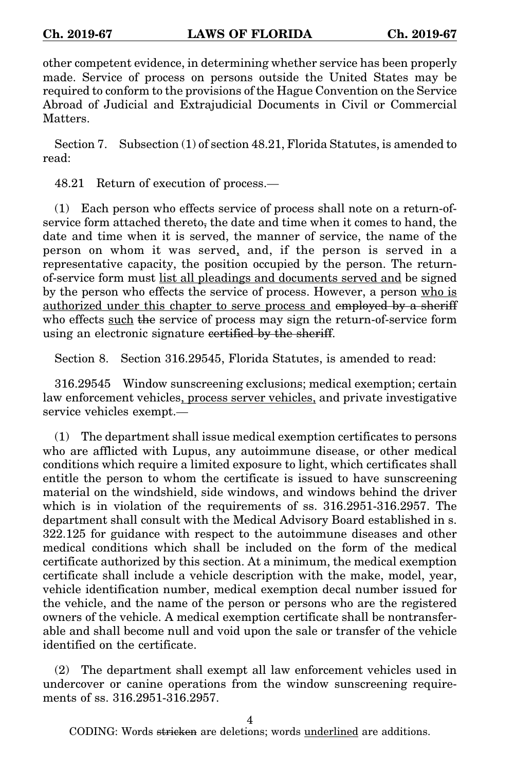other competent evidence, in determining whether service has been properly made. Service of process on persons outside the United States may be required to conform to the provisions of the Hague Convention on the Service Abroad of Judicial and Extrajudicial Documents in Civil or Commercial Matters.

Section 7. Subsection (1) of section 48.21, Florida Statutes, is amended to read:

48.21 Return of execution of process.—

(1) Each person who effects service of process shall note on a return-of-service form attached thereto~~,~~ the date and time when it comes to hand, the date and time when it is served, the manner of service, the name of the person on whom it was served<u>,</u> and, if the person is served in a representative capacity, the position occupied by the person. The return-of-service form must <u>list all pleadings and documents served and</u> be signed by the person who effects the service of process. However, a person <u>who is authorized under this chapter to serve process and</u> ~~employed by a sheriff~~ who effects <u>such</u> ~~the~~ service of process may sign the return-of-service form using an electronic signature ~~certified by the sheriff~~.

Section 8. Section 316.29545, Florida Statutes, is amended to read:

316.29545 Window sunscreening exclusions; medical exemption; certain law enforcement vehicles<u>, process server vehicles,</u> and private investigative service vehicles exempt.—

(1) The department shall issue medical exemption certificates to persons who are afflicted with Lupus, any autoimmune disease, or other medical conditions which require a limited exposure to light, which certificates shall entitle the person to whom the certificate is issued to have sunscreening material on the windshield, side windows, and windows behind the driver which is in violation of the requirements of ss. 316.2951-316.2957. The department shall consult with the Medical Advisory Board established in s. 322.125 for guidance with respect to the autoimmune diseases and other medical conditions which shall be included on the form of the medical certificate authorized by this section. At a minimum, the medical exemption certificate shall include a vehicle description with the make, model, year, vehicle identification number, medical exemption decal number issued for the vehicle, and the name of the person or persons who are the registered owners of the vehicle. A medical exemption certificate shall be nontransferable and shall become null and void upon the sale or transfer of the vehicle identified on the certificate.

(2) The department shall exempt all law enforcement vehicles used in undercover or canine operations from the window sunscreening requirements of ss. 316.2951-316.2957.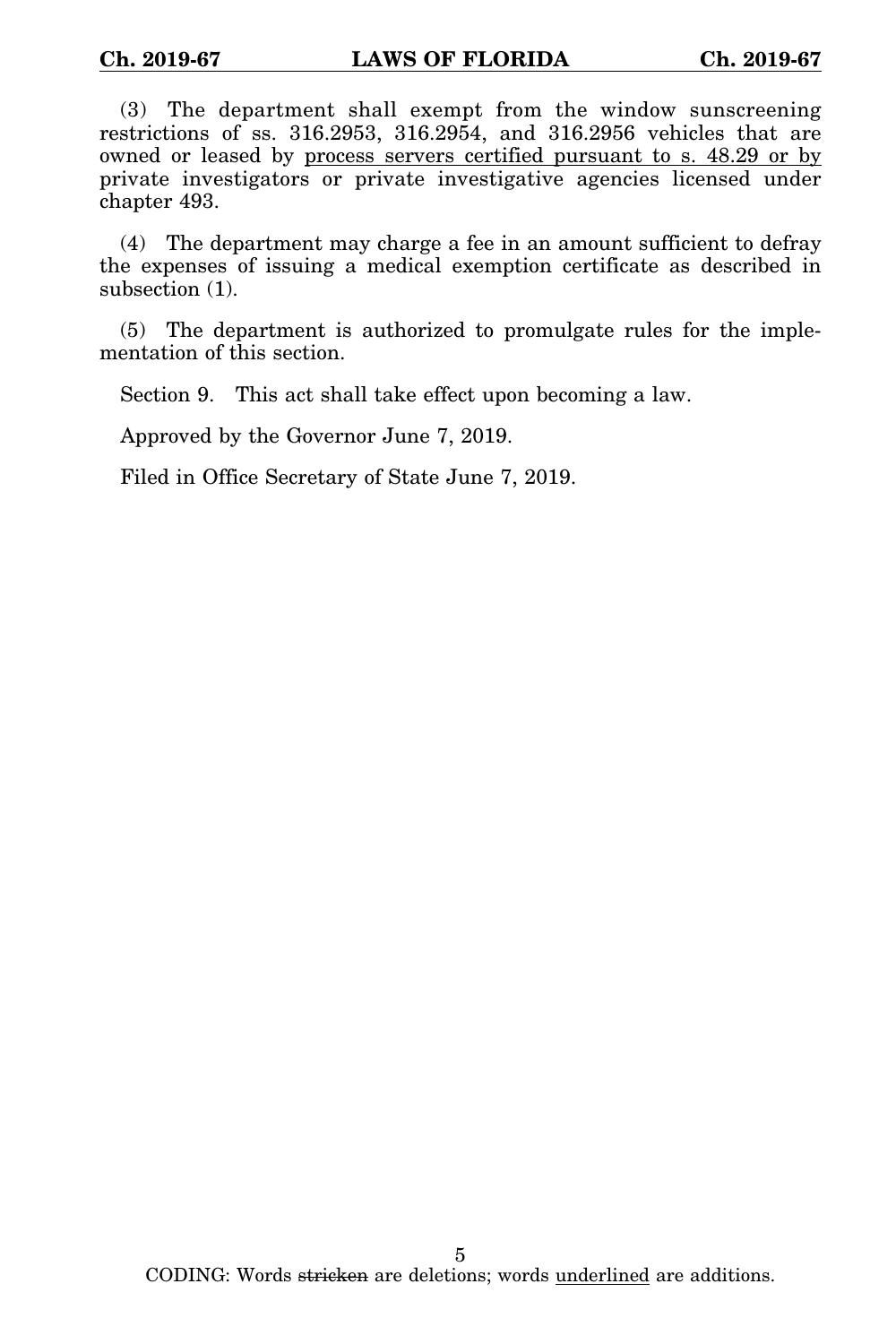(3) The department shall exempt from the window sunscreening restrictions of ss. 316.2953, 316.2954, and 316.2956 vehicles that are owned or leased by <u>process servers certified pursuant to s. 48.29 or by</u> private investigators or private investigative agencies licensed under chapter 493.

(4) The department may charge a fee in an amount sufficient to defray the expenses of issuing a medical exemption certificate as described in subsection (1).

(5) The department is authorized to promulgate rules for the implementation of this section.

Section 9. This act shall take effect upon becoming a law.

Approved by the Governor June 7, 2019.

Filed in Office Secretary of State June 7, 2019.

CODING: Words ~~stricken~~ are deletions; words <u>underlined</u> are additions.